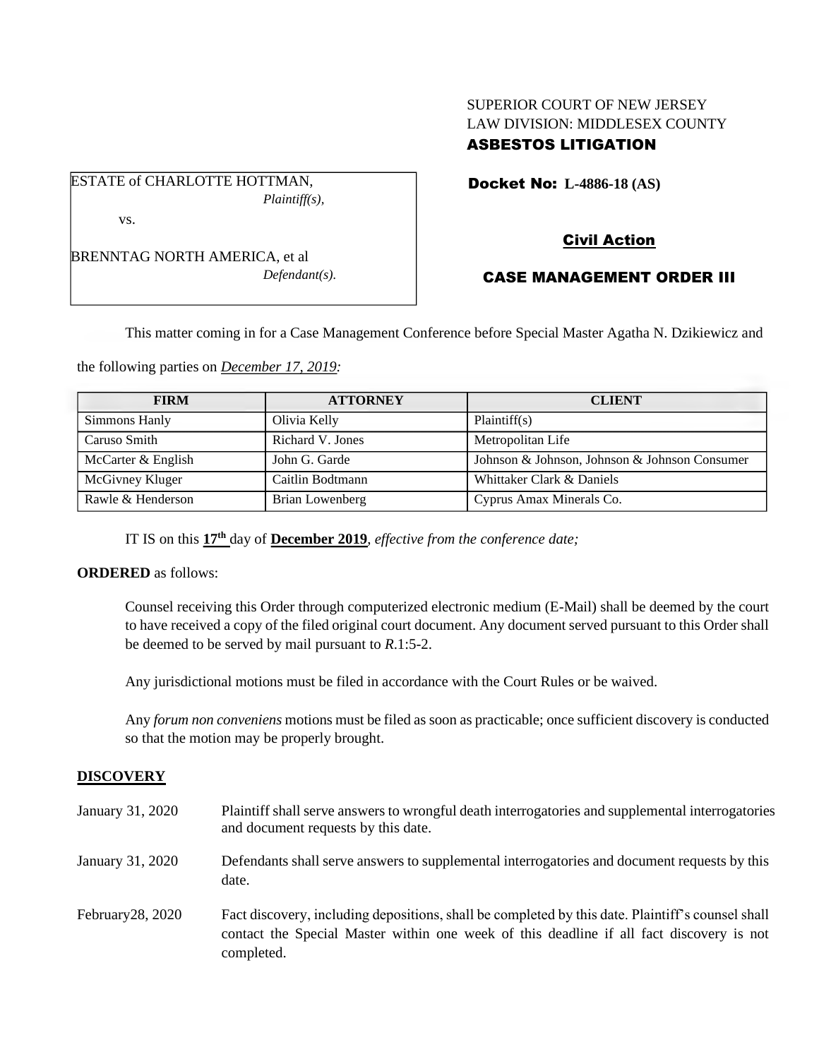SUPERIOR COURT OF NEW JERSEY
LAW DIVISION: MIDDLESEX COUNTY
**ASBESTOS LITIGATION**

ESTATE of CHARLOTTE HOTTMAN,
*Plaintiff(s),*

vs.

BRENNTAG NORTH AMERICA, et al
*Defendant(s).*

**Docket No: L-4886-18 (AS)**

**Civil Action**

**CASE MANAGEMENT ORDER III**

This matter coming in for a Case Management Conference before Special Master Agatha N. Dzikiewicz and the following parties on *December 17, 2019:*

| FIRM | ATTORNEY | CLIENT |
|---|---|---|
| Simmons Hanly | Olivia Kelly | Plaintiff(s) |
| Caruso Smith | Richard V. Jones | Metropolitan Life |
| McCarter & English | John G. Garde | Johnson & Johnson, Johnson & Johnson Consumer |
| McGivney Kluger | Caitlin Bodtmann | Whittaker Clark & Daniels |
| Rawle & Henderson | Brian Lowenberg | Cyprus Amax Minerals Co. |

IT IS on this **17th** day of **December 2019**, *effective from the conference date;*

**ORDERED** as follows:

Counsel receiving this Order through computerized electronic medium (E-Mail) shall be deemed by the court to have received a copy of the filed original court document. Any document served pursuant to this Order shall be deemed to be served by mail pursuant to *R*.1:5-2.

Any jurisdictional motions must be filed in accordance with the Court Rules or be waived.

Any *forum non conveniens* motions must be filed as soon as practicable; once sufficient discovery is conducted so that the motion may be properly brought.

**DISCOVERY**

January 31, 2020 — Plaintiff shall serve answers to wrongful death interrogatories and supplemental interrogatories and document requests by this date.

January 31, 2020 — Defendants shall serve answers to supplemental interrogatories and document requests by this date.

February28, 2020 — Fact discovery, including depositions, shall be completed by this date. Plaintiff's counsel shall contact the Special Master within one week of this deadline if all fact discovery is not completed.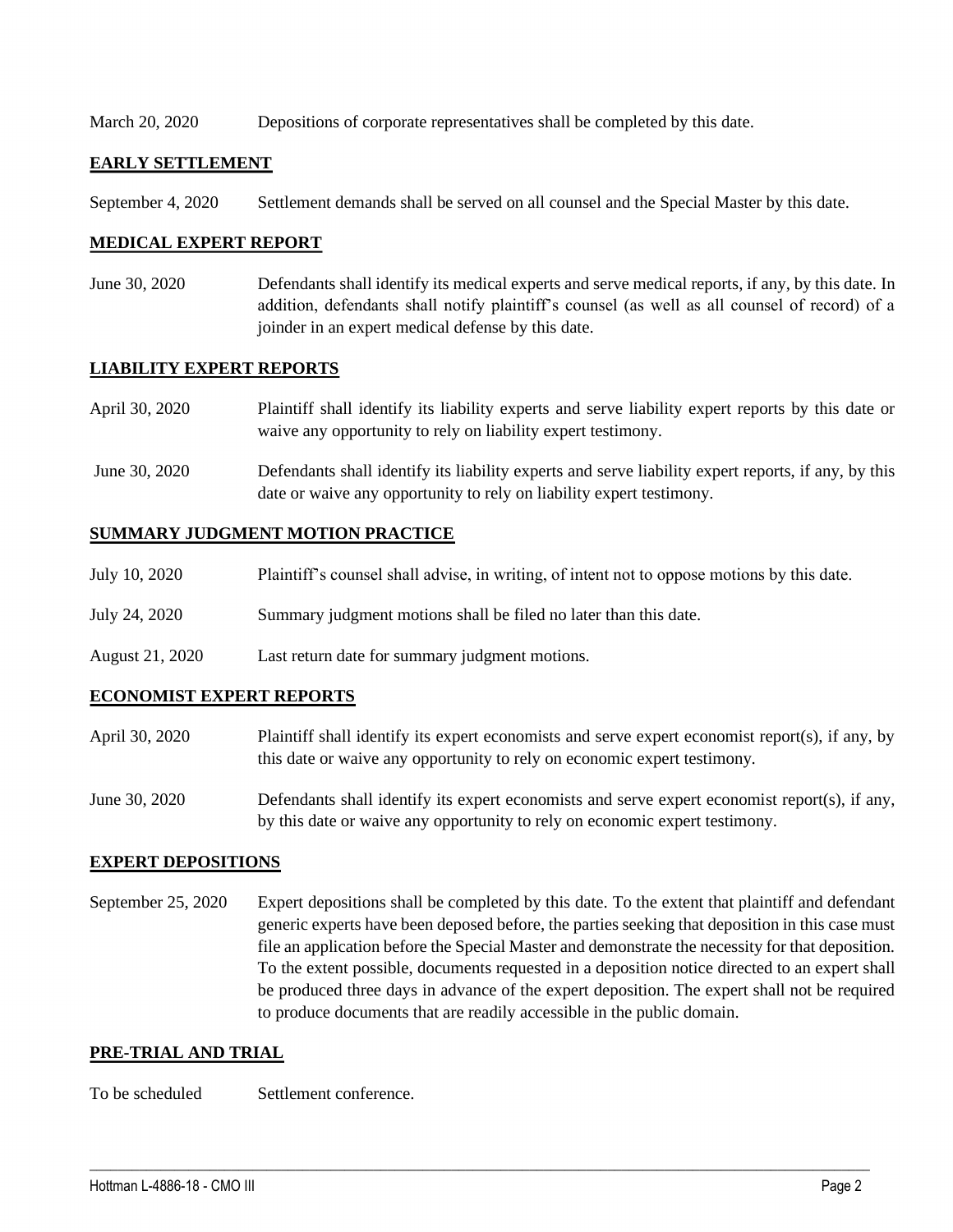March 20, 2020 Depositions of corporate representatives shall be completed by this date.

## EARLY SETTLEMENT

September 4, 2020 Settlement demands shall be served on all counsel and the Special Master by this date.

## MEDICAL EXPERT REPORT

June 30, 2020 Defendants shall identify its medical experts and serve medical reports, if any, by this date. In addition, defendants shall notify plaintiff's counsel (as well as all counsel of record) of a joinder in an expert medical defense by this date.

## LIABILITY EXPERT REPORTS

April 30, 2020 Plaintiff shall identify its liability experts and serve liability expert reports by this date or waive any opportunity to rely on liability expert testimony.

June 30, 2020 Defendants shall identify its liability experts and serve liability expert reports, if any, by this date or waive any opportunity to rely on liability expert testimony.

## SUMMARY JUDGMENT MOTION PRACTICE

July 10, 2020 Plaintiff's counsel shall advise, in writing, of intent not to oppose motions by this date.

July 24, 2020 Summary judgment motions shall be filed no later than this date.

August 21, 2020 Last return date for summary judgment motions.

## ECONOMIST EXPERT REPORTS

April 30, 2020 Plaintiff shall identify its expert economists and serve expert economist report(s), if any, by this date or waive any opportunity to rely on economic expert testimony.

June 30, 2020 Defendants shall identify its expert economists and serve expert economist report(s), if any, by this date or waive any opportunity to rely on economic expert testimony.

## EXPERT DEPOSITIONS

September 25, 2020 Expert depositions shall be completed by this date. To the extent that plaintiff and defendant generic experts have been deposed before, the parties seeking that deposition in this case must file an application before the Special Master and demonstrate the necessity for that deposition. To the extent possible, documents requested in a deposition notice directed to an expert shall be produced three days in advance of the expert deposition. The expert shall not be required to produce documents that are readily accessible in the public domain.

## PRE-TRIAL AND TRIAL

To be scheduled Settlement conference.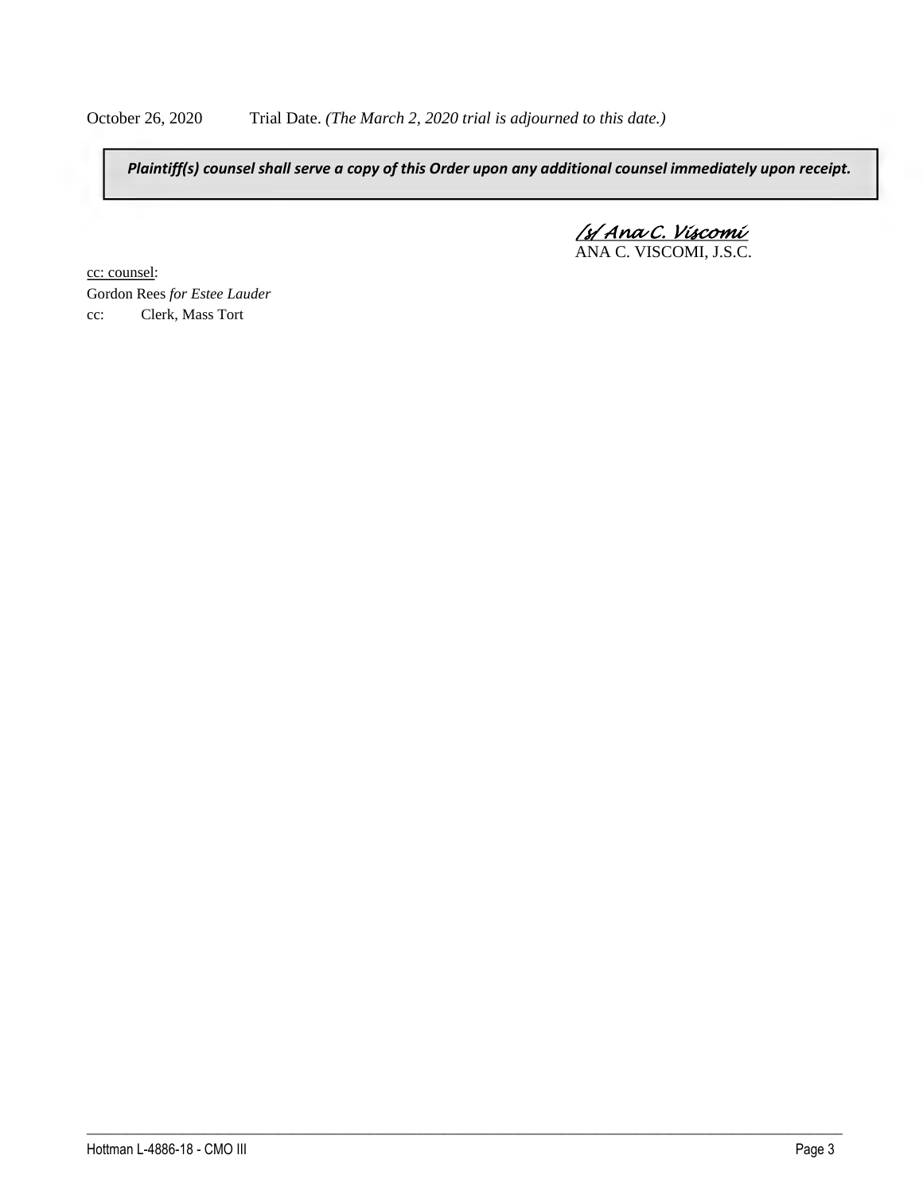October 26, 2020 Trial Date. *(The March 2, 2020 trial is adjourned to this date.)*

***Plaintiff(s) counsel shall serve a copy of this Order upon any additional counsel immediately upon receipt.***

*/s/ Ana C. Viscomi*
ANA C. VISCOMI, J.S.C.

cc: counsel:
Gordon Rees *for Estee Lauder*
cc: Clerk, Mass Tort